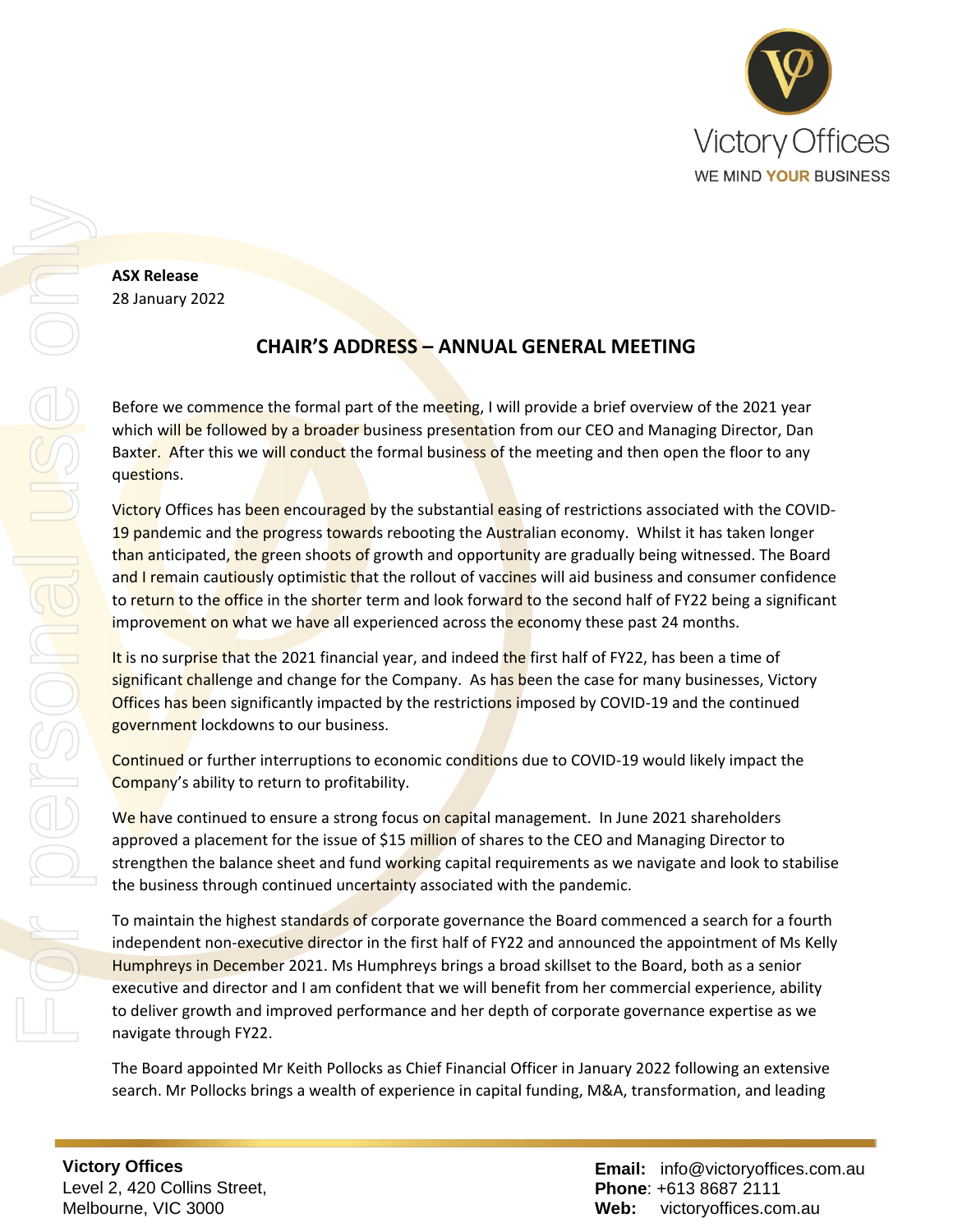**ASX Release**
28 January 2022

## CHAIR'S ADDRESS – ANNUAL GENERAL MEETING

Before we commence the formal part of the meeting, I will provide a brief overview of the 2021 year which will be followed by a broader business presentation from our CEO and Managing Director, Dan Baxter. After this we will conduct the formal business of the meeting and then open the floor to any questions.

Victory Offices has been encouraged by the substantial easing of restrictions associated with the COVID-19 pandemic and the progress towards rebooting the Australian economy. Whilst it has taken longer than anticipated, the green shoots of growth and opportunity are gradually being witnessed. The Board and I remain cautiously optimistic that the rollout of vaccines will aid business and consumer confidence to return to the office in the shorter term and look forward to the second half of FY22 being a significant improvement on what we have all experienced across the economy these past 24 months.

It is no surprise that the 2021 financial year, and indeed the first half of FY22, has been a time of significant challenge and change for the Company. As has been the case for many businesses, Victory Offices has been significantly impacted by the restrictions imposed by COVID-19 and the continued government lockdowns to our business.

Continued or further interruptions to economic conditions due to COVID-19 would likely impact the Company's ability to return to profitability.

We have continued to ensure a strong focus on capital management. In June 2021 shareholders approved a placement for the issue of $15 million of shares to the CEO and Managing Director to strengthen the balance sheet and fund working capital requirements as we navigate and look to stabilise the business through continued uncertainty associated with the pandemic.

To maintain the highest standards of corporate governance the Board commenced a search for a fourth independent non-executive director in the first half of FY22 and announced the appointment of Ms Kelly Humphreys in December 2021. Ms Humphreys brings a broad skillset to the Board, both as a senior executive and director and I am confident that we will benefit from her commercial experience, ability to deliver growth and improved performance and her depth of corporate governance expertise as we navigate through FY22.

The Board appointed Mr Keith Pollocks as Chief Financial Officer in January 2022 following an extensive search. Mr Pollocks brings a wealth of experience in capital funding, M&A, transformation, and leading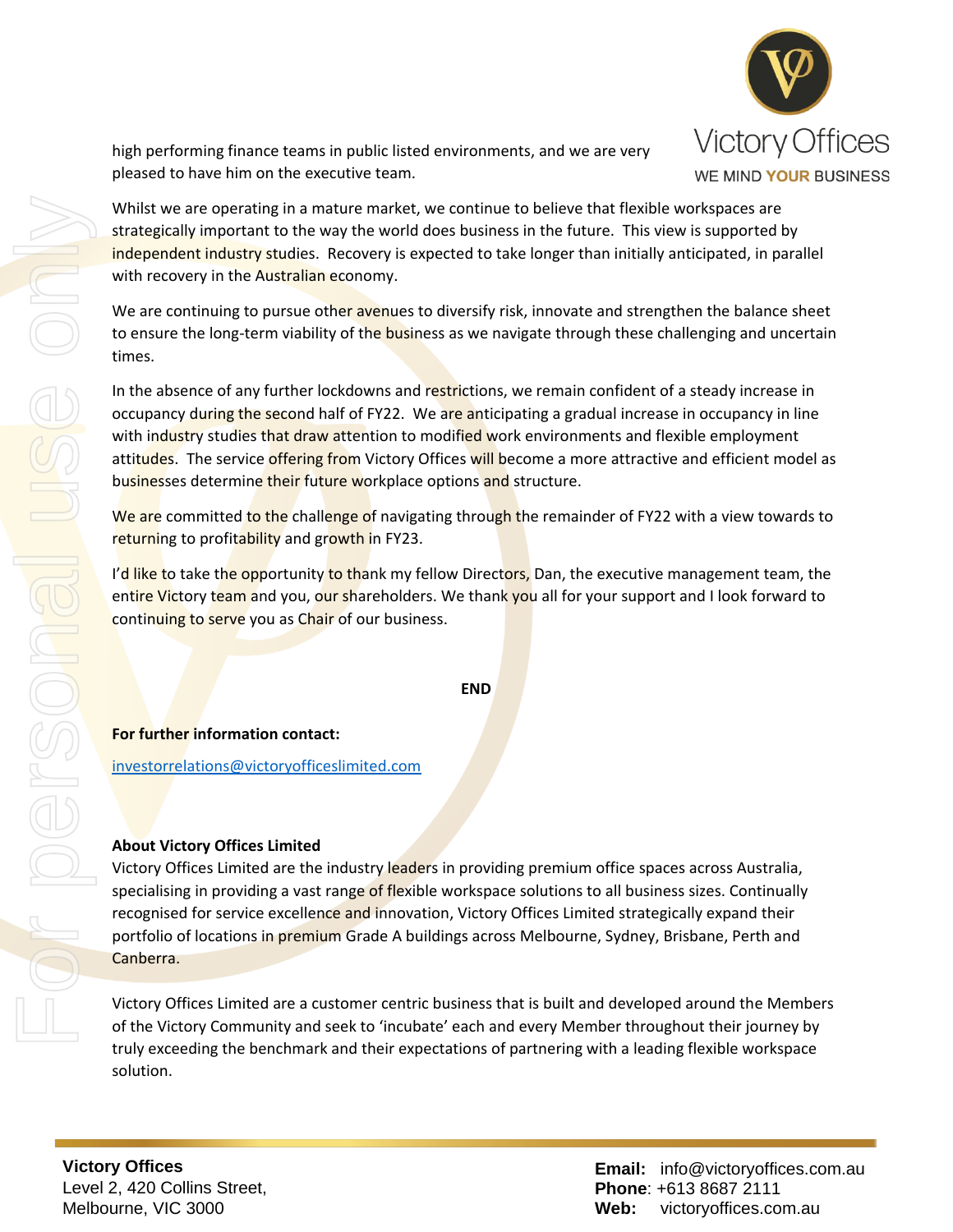high performing finance teams in public listed environments, and we are very pleased to have him on the executive team.

Whilst we are operating in a mature market, we continue to believe that flexible workspaces are strategically important to the way the world does business in the future. This view is supported by independent industry studies. Recovery is expected to take longer than initially anticipated, in parallel with recovery in the Australian economy.

We are continuing to pursue other avenues to diversify risk, innovate and strengthen the balance sheet to ensure the long-term viability of the business as we navigate through these challenging and uncertain times.

In the absence of any further lockdowns and restrictions, we remain confident of a steady increase in occupancy during the second half of FY22. We are anticipating a gradual increase in occupancy in line with industry studies that draw attention to modified work environments and flexible employment attitudes. The service offering from Victory Offices will become a more attractive and efficient model as businesses determine their future workplace options and structure.

We are committed to the challenge of navigating through the remainder of FY22 with a view towards to returning to profitability and growth in FY23.

I'd like to take the opportunity to thank my fellow Directors, Dan, the executive management team, the entire Victory team and you, our shareholders. We thank you all for your support and I look forward to continuing to serve you as Chair of our business.

**END**

**For further information contact:**

investorrelations@victoryofficeslimited.com

**About Victory Offices Limited**

Victory Offices Limited are the industry leaders in providing premium office spaces across Australia, specialising in providing a vast range of flexible workspace solutions to all business sizes. Continually recognised for service excellence and innovation, Victory Offices Limited strategically expand their portfolio of locations in premium Grade A buildings across Melbourne, Sydney, Brisbane, Perth and Canberra.

Victory Offices Limited are a customer centric business that is built and developed around the Members of the Victory Community and seek to 'incubate' each and every Member throughout their journey by truly exceeding the benchmark and their expectations of partnering with a leading flexible workspace solution.